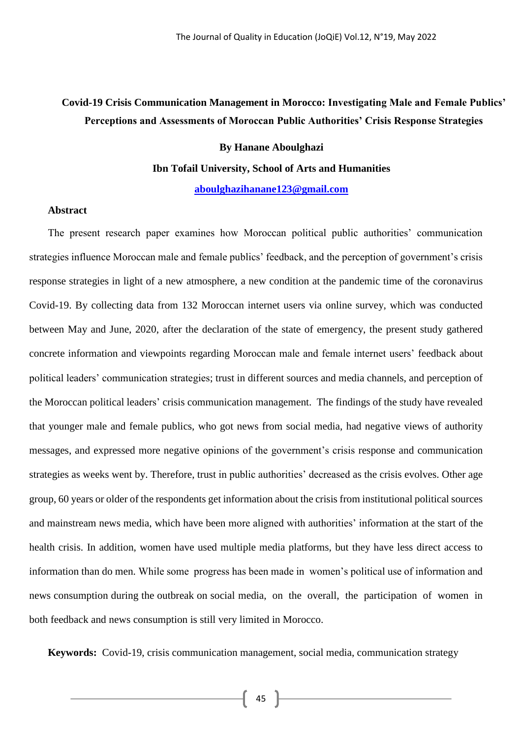# Covid-19 Crisis Communication Management in Morocco: Investigating Male and Female Publics' Perceptions and Assessments of Moroccan Public Authorities' Crisis Response Strategies

**By Hanane Aboulghazi**

**Ibn Tofail University, School of Arts and Humanities**

**aboulghazihanane123@gmail.com**

## Abstract

The present research paper examines how Moroccan political public authorities' communication strategies influence Moroccan male and female publics' feedback, and the perception of government's crisis response strategies in light of a new atmosphere, a new condition at the pandemic time of the coronavirus Covid-19. By collecting data from 132 Moroccan internet users via online survey, which was conducted between May and June, 2020, after the declaration of the state of emergency, the present study gathered concrete information and viewpoints regarding Moroccan male and female internet users' feedback about political leaders' communication strategies; trust in different sources and media channels, and perception of the Moroccan political leaders' crisis communication management. The findings of the study have revealed that younger male and female publics, who got news from social media, had negative views of authority messages, and expressed more negative opinions of the government's crisis response and communication strategies as weeks went by. Therefore, trust in public authorities' decreased as the crisis evolves. Other age group, 60 years or older of the respondents get information about the crisis from institutional political sources and mainstream news media, which have been more aligned with authorities' information at the start of the health crisis. In addition, women have used multiple media platforms, but they have less direct access to information than do men. While some progress has been made in women's political use of information and news consumption during the outbreak on social media, on the overall, the participation of women in both feedback and news consumption is still very limited in Morocco.

**Keywords:** Covid-19, crisis communication management, social media, communication strategy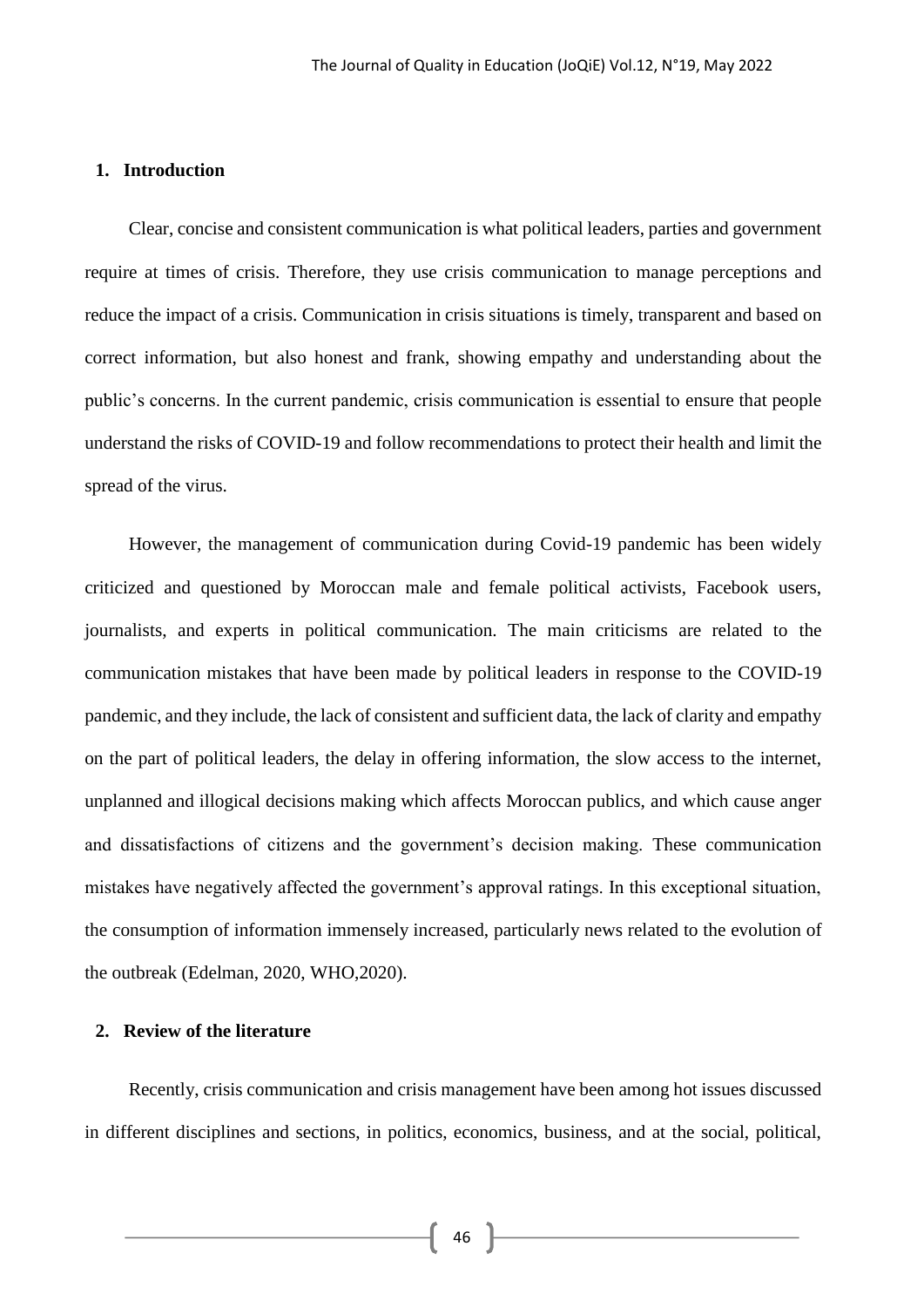## 1. Introduction

Clear, concise and consistent communication is what political leaders, parties and government require at times of crisis. Therefore, they use crisis communication to manage perceptions and reduce the impact of a crisis. Communication in crisis situations is timely, transparent and based on correct information, but also honest and frank, showing empathy and understanding about the public's concerns. In the current pandemic, crisis communication is essential to ensure that people understand the risks of COVID-19 and follow recommendations to protect their health and limit the spread of the virus.

However, the management of communication during Covid-19 pandemic has been widely criticized and questioned by Moroccan male and female political activists, Facebook users, journalists, and experts in political communication. The main criticisms are related to the communication mistakes that have been made by political leaders in response to the COVID-19 pandemic, and they include, the lack of consistent and sufficient data, the lack of clarity and empathy on the part of political leaders, the delay in offering information, the slow access to the internet, unplanned and illogical decisions making which affects Moroccan publics, and which cause anger and dissatisfactions of citizens and the government's decision making. These communication mistakes have negatively affected the government's approval ratings. In this exceptional situation, the consumption of information immensely increased, particularly news related to the evolution of the outbreak (Edelman, 2020, WHO,2020).

## 2. Review of the literature

Recently, crisis communication and crisis management have been among hot issues discussed in different disciplines and sections, in politics, economics, business, and at the social, political,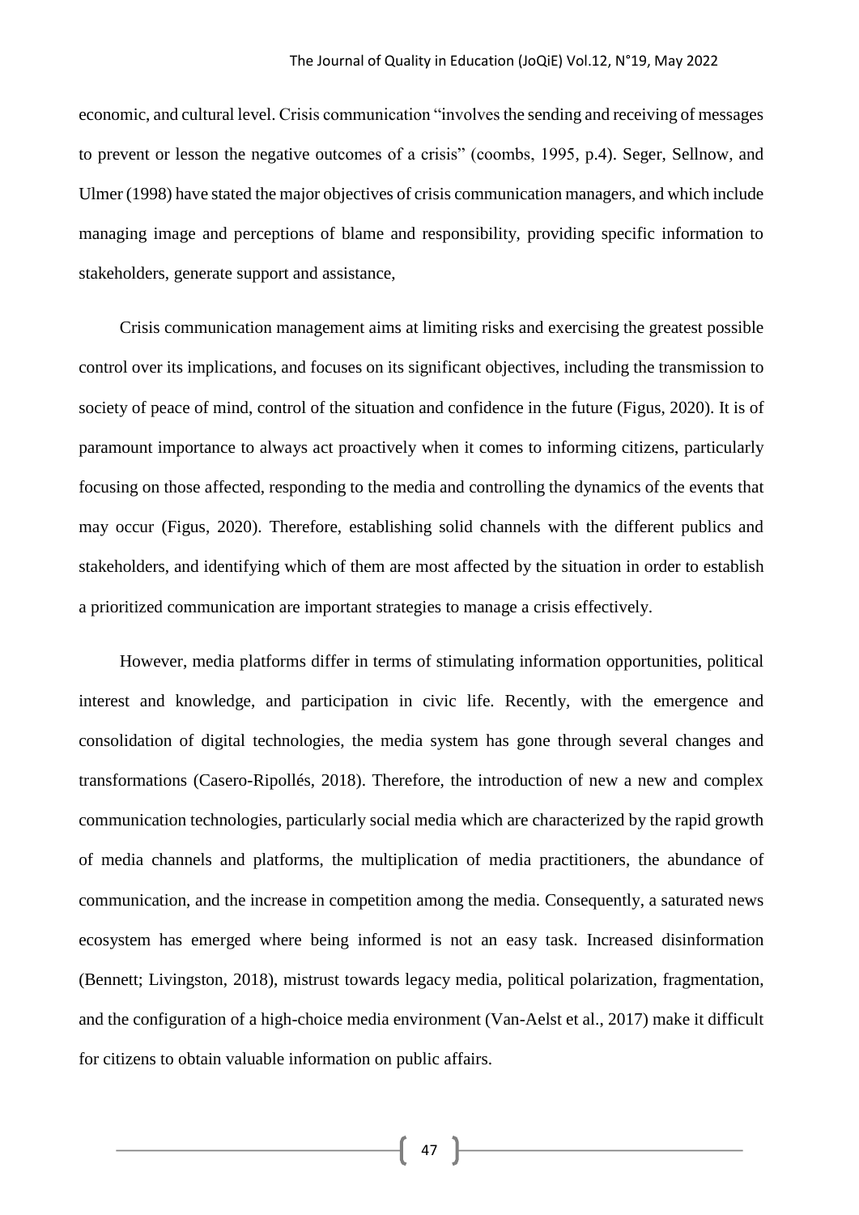economic, and cultural level. Crisis communication "involves the sending and receiving of messages to prevent or lesson the negative outcomes of a crisis" (coombs, 1995, p.4). Seger, Sellnow, and Ulmer (1998) have stated the major objectives of crisis communication managers, and which include managing image and perceptions of blame and responsibility, providing specific information to stakeholders, generate support and assistance,

Crisis communication management aims at limiting risks and exercising the greatest possible control over its implications, and focuses on its significant objectives, including the transmission to society of peace of mind, control of the situation and confidence in the future (Figus, 2020). It is of paramount importance to always act proactively when it comes to informing citizens, particularly focusing on those affected, responding to the media and controlling the dynamics of the events that may occur (Figus, 2020). Therefore, establishing solid channels with the different publics and stakeholders, and identifying which of them are most affected by the situation in order to establish a prioritized communication are important strategies to manage a crisis effectively.

However, media platforms differ in terms of stimulating information opportunities, political interest and knowledge, and participation in civic life. Recently, with the emergence and consolidation of digital technologies, the media system has gone through several changes and transformations (Casero-Ripollés, 2018). Therefore, the introduction of new a new and complex communication technologies, particularly social media which are characterized by the rapid growth of media channels and platforms, the multiplication of media practitioners, the abundance of communication, and the increase in competition among the media. Consequently, a saturated news ecosystem has emerged where being informed is not an easy task. Increased disinformation (Bennett; Livingston, 2018), mistrust towards legacy media, political polarization, fragmentation, and the configuration of a high-choice media environment (Van-Aelst et al., 2017) make it difficult for citizens to obtain valuable information on public affairs.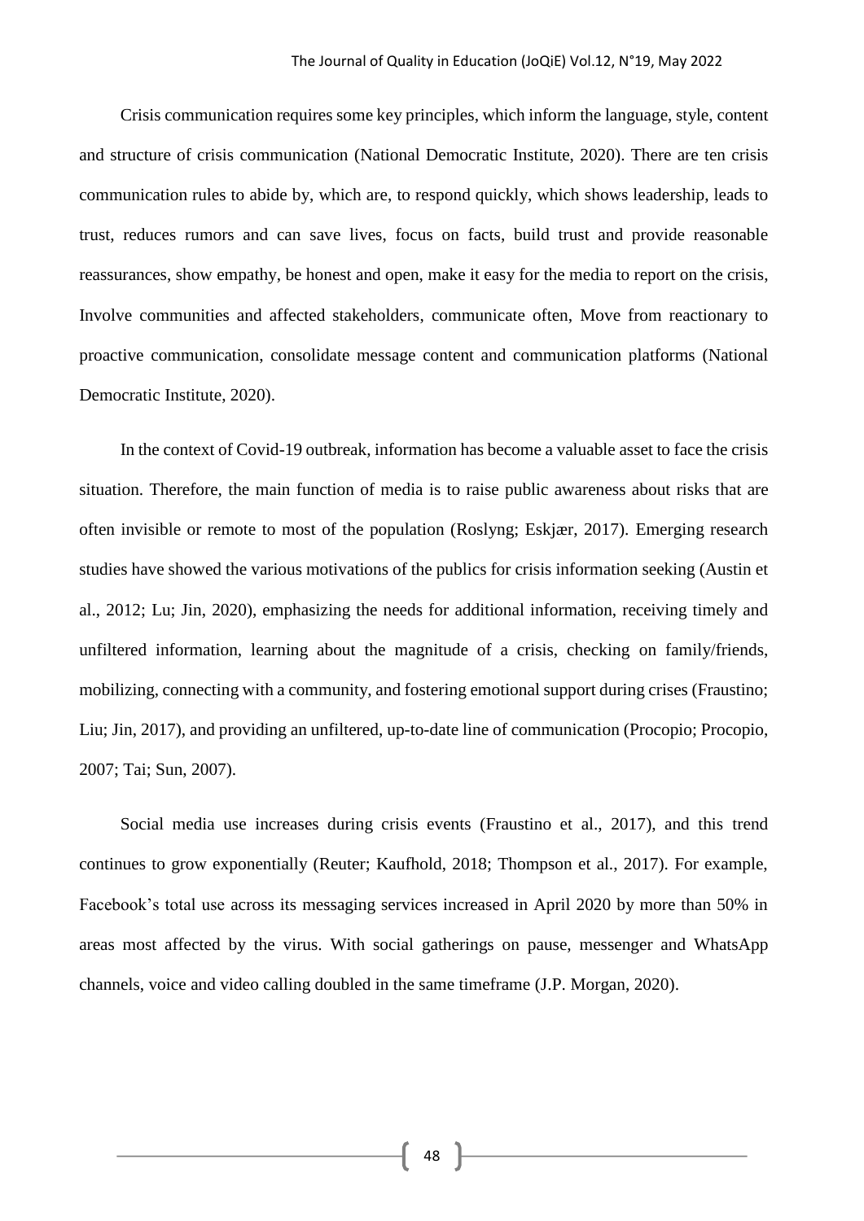Crisis communication requires some key principles, which inform the language, style, content and structure of crisis communication (National Democratic Institute, 2020). There are ten crisis communication rules to abide by, which are, to respond quickly, which shows leadership, leads to trust, reduces rumors and can save lives, focus on facts, build trust and provide reasonable reassurances, show empathy, be honest and open, make it easy for the media to report on the crisis, Involve communities and affected stakeholders, communicate often, Move from reactionary to proactive communication, consolidate message content and communication platforms (National Democratic Institute, 2020).

In the context of Covid-19 outbreak, information has become a valuable asset to face the crisis situation. Therefore, the main function of media is to raise public awareness about risks that are often invisible or remote to most of the population (Roslyng; Eskjær, 2017). Emerging research studies have showed the various motivations of the publics for crisis information seeking (Austin et al., 2012; Lu; Jin, 2020), emphasizing the needs for additional information, receiving timely and unfiltered information, learning about the magnitude of a crisis, checking on family/friends, mobilizing, connecting with a community, and fostering emotional support during crises (Fraustino; Liu; Jin, 2017), and providing an unfiltered, up-to-date line of communication (Procopio; Procopio, 2007; Tai; Sun, 2007).

Social media use increases during crisis events (Fraustino et al., 2017), and this trend continues to grow exponentially (Reuter; Kaufhold, 2018; Thompson et al., 2017). For example, Facebook's total use across its messaging services increased in April 2020 by more than 50% in areas most affected by the virus. With social gatherings on pause, messenger and WhatsApp channels, voice and video calling doubled in the same timeframe (J.P. Morgan, 2020).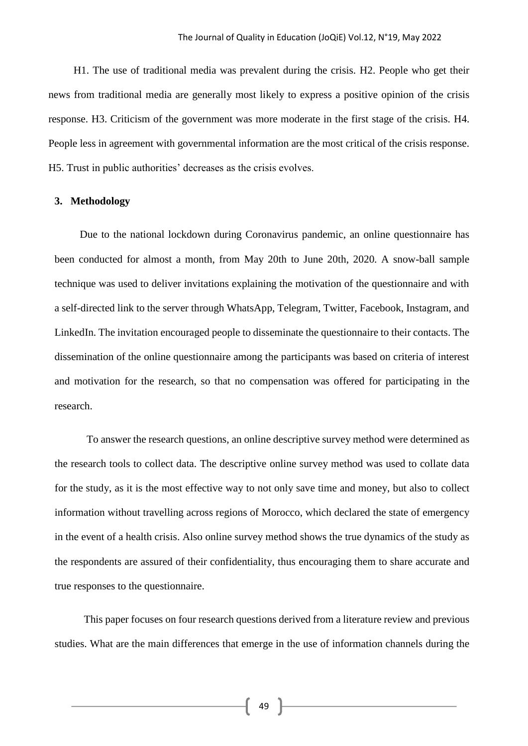H1. The use of traditional media was prevalent during the crisis. H2. People who get their news from traditional media are generally most likely to express a positive opinion of the crisis response. H3. Criticism of the government was more moderate in the first stage of the crisis. H4. People less in agreement with governmental information are the most critical of the crisis response. H5. Trust in public authorities' decreases as the crisis evolves.

## 3. Methodology

Due to the national lockdown during Coronavirus pandemic, an online questionnaire has been conducted for almost a month, from May 20th to June 20th, 2020. A snow-ball sample technique was used to deliver invitations explaining the motivation of the questionnaire and with a self-directed link to the server through WhatsApp, Telegram, Twitter, Facebook, Instagram, and LinkedIn. The invitation encouraged people to disseminate the questionnaire to their contacts. The dissemination of the online questionnaire among the participants was based on criteria of interest and motivation for the research, so that no compensation was offered for participating in the research.

To answer the research questions, an online descriptive survey method were determined as the research tools to collect data. The descriptive online survey method was used to collate data for the study, as it is the most effective way to not only save time and money, but also to collect information without travelling across regions of Morocco, which declared the state of emergency in the event of a health crisis. Also online survey method shows the true dynamics of the study as the respondents are assured of their confidentiality, thus encouraging them to share accurate and true responses to the questionnaire.

This paper focuses on four research questions derived from a literature review and previous studies. What are the main differences that emerge in the use of information channels during the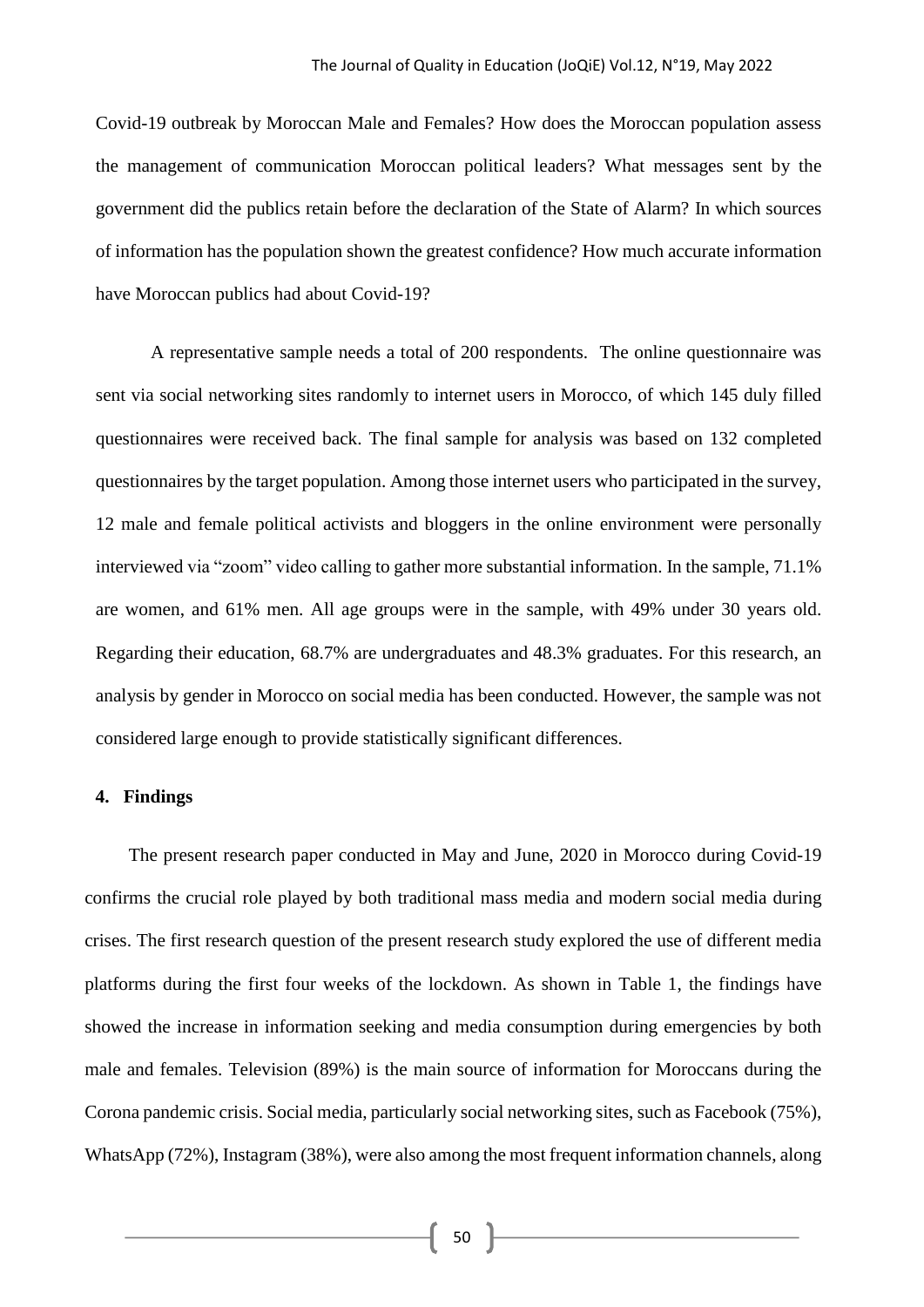Covid-19 outbreak by Moroccan Male and Females? How does the Moroccan population assess the management of communication Moroccan political leaders? What messages sent by the government did the publics retain before the declaration of the State of Alarm? In which sources of information has the population shown the greatest confidence? How much accurate information have Moroccan publics had about Covid-19?

A representative sample needs a total of 200 respondents. The online questionnaire was sent via social networking sites randomly to internet users in Morocco, of which 145 duly filled questionnaires were received back. The final sample for analysis was based on 132 completed questionnaires by the target population. Among those internet users who participated in the survey, 12 male and female political activists and bloggers in the online environment were personally interviewed via "zoom" video calling to gather more substantial information. In the sample, 71.1% are women, and 61% men. All age groups were in the sample, with 49% under 30 years old. Regarding their education, 68.7% are undergraduates and 48.3% graduates. For this research, an analysis by gender in Morocco on social media has been conducted. However, the sample was not considered large enough to provide statistically significant differences.

## 4. Findings

The present research paper conducted in May and June, 2020 in Morocco during Covid-19 confirms the crucial role played by both traditional mass media and modern social media during crises. The first research question of the present research study explored the use of different media platforms during the first four weeks of the lockdown. As shown in Table 1, the findings have showed the increase in information seeking and media consumption during emergencies by both male and females. Television (89%) is the main source of information for Moroccans during the Corona pandemic crisis. Social media, particularly social networking sites, such as Facebook (75%), WhatsApp (72%), Instagram (38%), were also among the most frequent information channels, along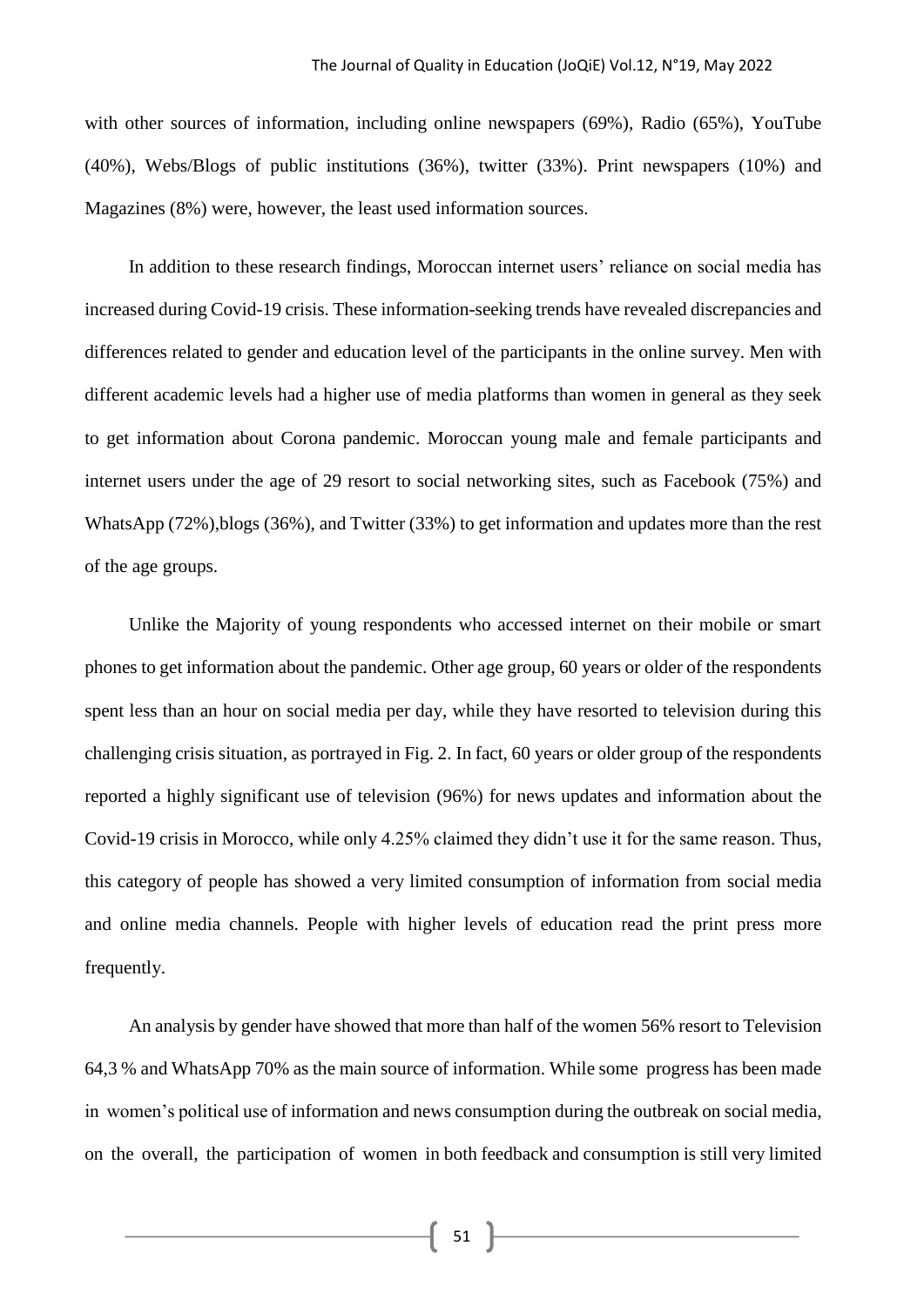with other sources of information, including online newspapers (69%), Radio (65%), YouTube (40%), Webs/Blogs of public institutions (36%), twitter (33%). Print newspapers (10%) and Magazines (8%) were, however, the least used information sources.

In addition to these research findings, Moroccan internet users' reliance on social media has increased during Covid-19 crisis. These information-seeking trends have revealed discrepancies and differences related to gender and education level of the participants in the online survey. Men with different academic levels had a higher use of media platforms than women in general as they seek to get information about Corona pandemic. Moroccan young male and female participants and internet users under the age of 29 resort to social networking sites, such as Facebook (75%) and WhatsApp (72%),blogs (36%), and Twitter (33%) to get information and updates more than the rest of the age groups.

Unlike the Majority of young respondents who accessed internet on their mobile or smart phones to get information about the pandemic. Other age group, 60 years or older of the respondents spent less than an hour on social media per day, while they have resorted to television during this challenging crisis situation, as portrayed in Fig. 2. In fact, 60 years or older group of the respondents reported a highly significant use of television (96%) for news updates and information about the Covid-19 crisis in Morocco, while only 4.25% claimed they didn't use it for the same reason. Thus, this category of people has showed a very limited consumption of information from social media and online media channels. People with higher levels of education read the print press more frequently.

An analysis by gender have showed that more than half of the women 56% resort to Television 64,3 % and WhatsApp 70% as the main source of information. While some progress has been made in women's political use of information and news consumption during the outbreak on social media, on the overall, the participation of women in both feedback and consumption is still very limited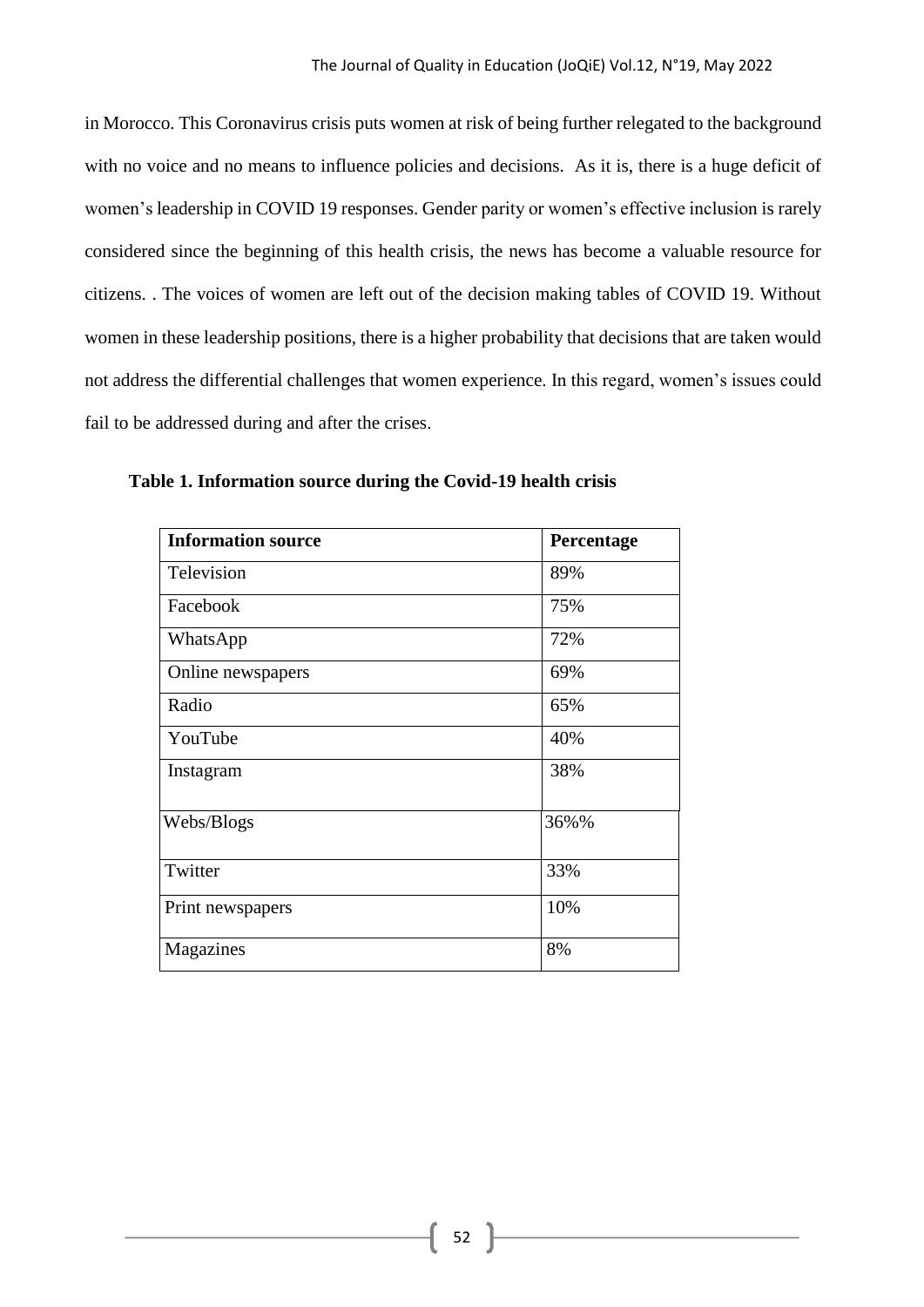in Morocco. This Coronavirus crisis puts women at risk of being further relegated to the background with no voice and no means to influence policies and decisions. As it is, there is a huge deficit of women's leadership in COVID 19 responses. Gender parity or women's effective inclusion is rarely considered since the beginning of this health crisis, the news has become a valuable resource for citizens. . The voices of women are left out of the decision making tables of COVID 19. Without women in these leadership positions, there is a higher probability that decisions that are taken would not address the differential challenges that women experience. In this regard, women's issues could fail to be addressed during and after the crises.

**Table 1. Information source during the Covid-19 health crisis**

| Information source | Percentage |
| --- | --- |
| Television | 89% |
| Facebook | 75% |
| WhatsApp | 72% |
| Online newspapers | 69% |
| Radio | 65% |
| YouTube | 40% |
| Instagram | 38% |
| Webs/Blogs | 36%% |
| Twitter | 33% |
| Print newspapers | 10% |
| Magazines | 8% |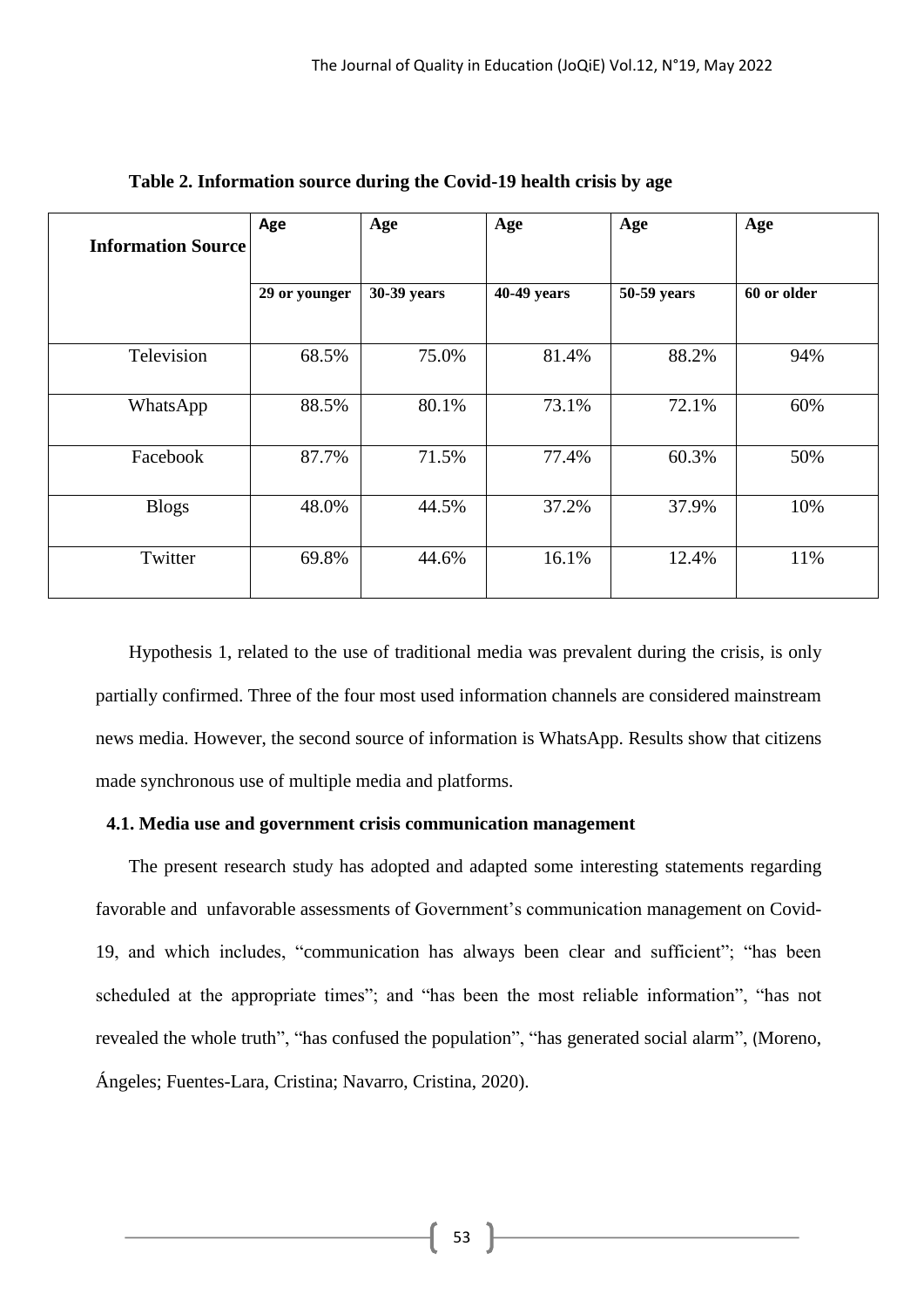**Table 2. Information source during the Covid-19 health crisis by age**

| Information Source | Age | Age | Age | Age | Age |
|---|---|---|---|---|---|
| | 29 or younger | 30-39 years | 40-49 years | 50-59 years | 60 or older |
| Television | 68.5% | 75.0% | 81.4% | 88.2% | 94% |
| WhatsApp | 88.5% | 80.1% | 73.1% | 72.1% | 60% |
| Facebook | 87.7% | 71.5% | 77.4% | 60.3% | 50% |
| Blogs | 48.0% | 44.5% | 37.2% | 37.9% | 10% |
| Twitter | 69.8% | 44.6% | 16.1% | 12.4% | 11% |

Hypothesis 1, related to the use of traditional media was prevalent during the crisis, is only partially confirmed. Three of the four most used information channels are considered mainstream news media. However, the second source of information is WhatsApp. Results show that citizens made synchronous use of multiple media and platforms.

### 4.1. Media use and government crisis communication management

The present research study has adopted and adapted some interesting statements regarding favorable and unfavorable assessments of Government's communication management on Covid-19, and which includes, "communication has always been clear and sufficient"; "has been scheduled at the appropriate times"; and "has been the most reliable information", "has not revealed the whole truth", "has confused the population", "has generated social alarm", (Moreno, Ángeles; Fuentes-Lara, Cristina; Navarro, Cristina, 2020).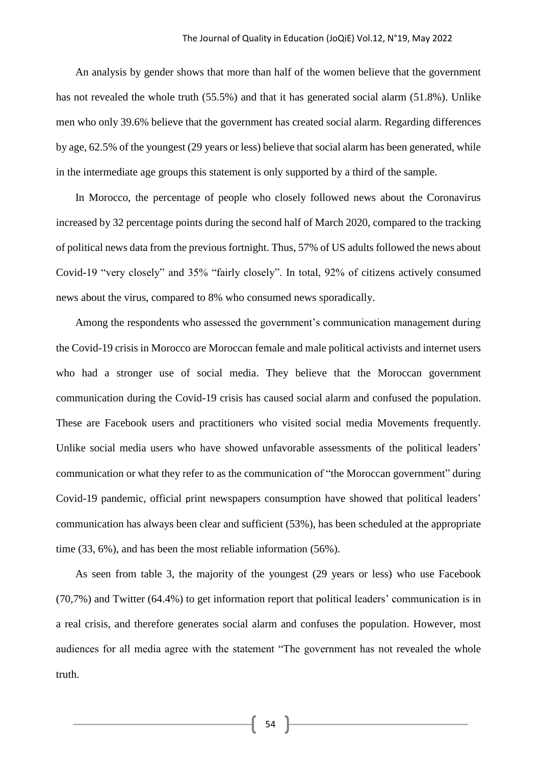An analysis by gender shows that more than half of the women believe that the government has not revealed the whole truth (55.5%) and that it has generated social alarm (51.8%). Unlike men who only 39.6% believe that the government has created social alarm. Regarding differences by age, 62.5% of the youngest (29 years or less) believe that social alarm has been generated, while in the intermediate age groups this statement is only supported by a third of the sample.

In Morocco, the percentage of people who closely followed news about the Coronavirus increased by 32 percentage points during the second half of March 2020, compared to the tracking of political news data from the previous fortnight. Thus, 57% of US adults followed the news about Covid-19 "very closely" and 35% "fairly closely". In total, 92% of citizens actively consumed news about the virus, compared to 8% who consumed news sporadically.

Among the respondents who assessed the government's communication management during the Covid-19 crisis in Morocco are Moroccan female and male political activists and internet users who had a stronger use of social media. They believe that the Moroccan government communication during the Covid-19 crisis has caused social alarm and confused the population. These are Facebook users and practitioners who visited social media Movements frequently. Unlike social media users who have showed unfavorable assessments of the political leaders' communication or what they refer to as the communication of "the Moroccan government" during Covid-19 pandemic, official print newspapers consumption have showed that political leaders' communication has always been clear and sufficient (53%), has been scheduled at the appropriate time (33, 6%), and has been the most reliable information (56%).

As seen from table 3, the majority of the youngest (29 years or less) who use Facebook (70,7%) and Twitter (64.4%) to get information report that political leaders' communication is in a real crisis, and therefore generates social alarm and confuses the population. However, most audiences for all media agree with the statement "The government has not revealed the whole truth.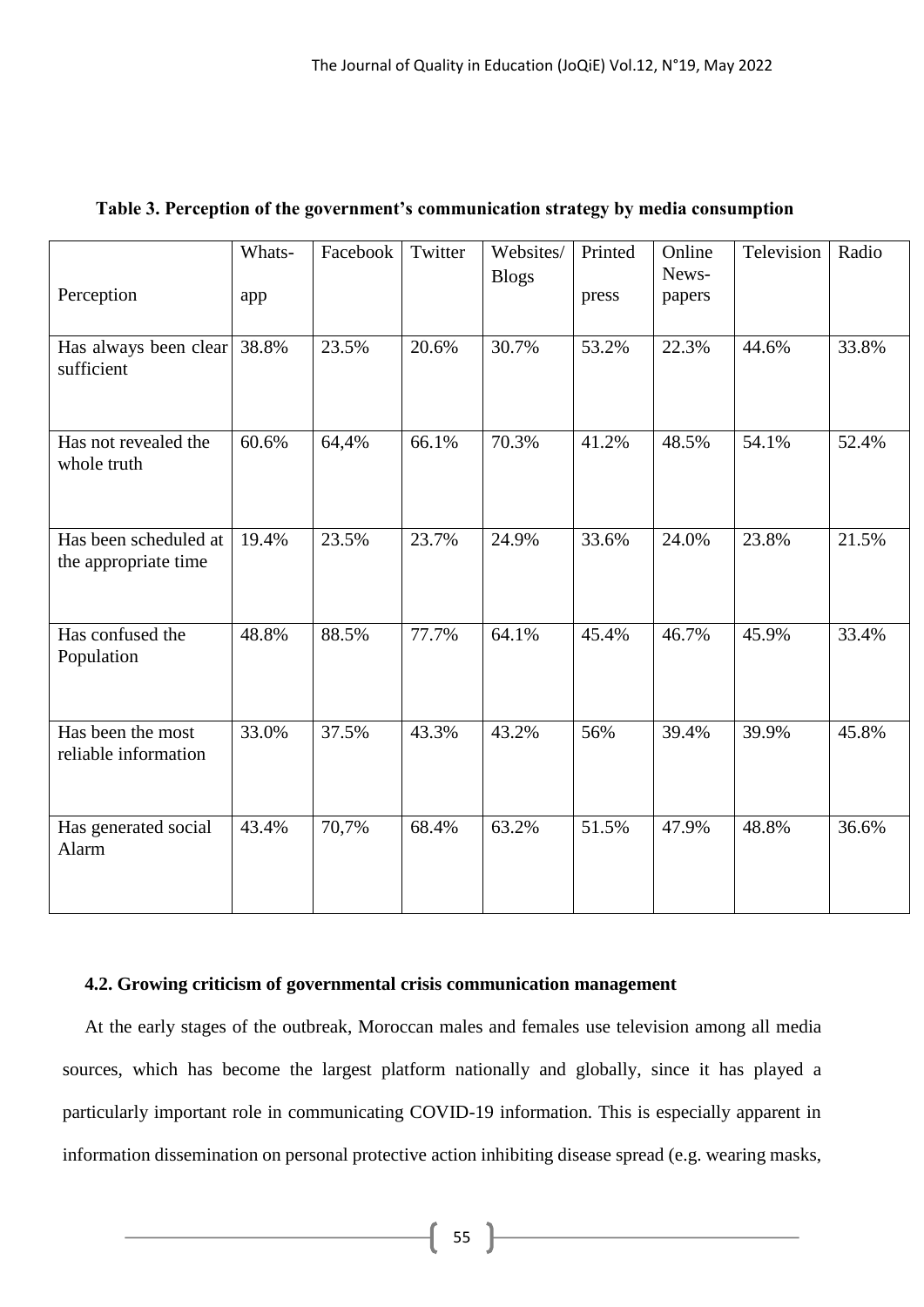**Table 3. Perception of the government's communication strategy by media consumption**

| Perception | Whats-app | Facebook | Twitter | Websites/ Blogs | Printed press | Online News-papers | Television | Radio |
|---|---|---|---|---|---|---|---|---|
| Has always been clear sufficient | 38.8% | 23.5% | 20.6% | 30.7% | 53.2% | 22.3% | 44.6% | 33.8% |
| Has not revealed the whole truth | 60.6% | 64,4% | 66.1% | 70.3% | 41.2% | 48.5% | 54.1% | 52.4% |
| Has been scheduled at the appropriate time | 19.4% | 23.5% | 23.7% | 24.9% | 33.6% | 24.0% | 23.8% | 21.5% |
| Has confused the Population | 48.8% | 88.5% | 77.7% | 64.1% | 45.4% | 46.7% | 45.9% | 33.4% |
| Has been the most reliable information | 33.0% | 37.5% | 43.3% | 43.2% | 56% | 39.4% | 39.9% | 45.8% |
| Has generated social Alarm | 43.4% | 70,7% | 68.4% | 63.2% | 51.5% | 47.9% | 48.8% | 36.6% |

### 4.2. Growing criticism of governmental crisis communication management

At the early stages of the outbreak, Moroccan males and females use television among all media sources, which has become the largest platform nationally and globally, since it has played a particularly important role in communicating COVID-19 information. This is especially apparent in information dissemination on personal protective action inhibiting disease spread (e.g. wearing masks,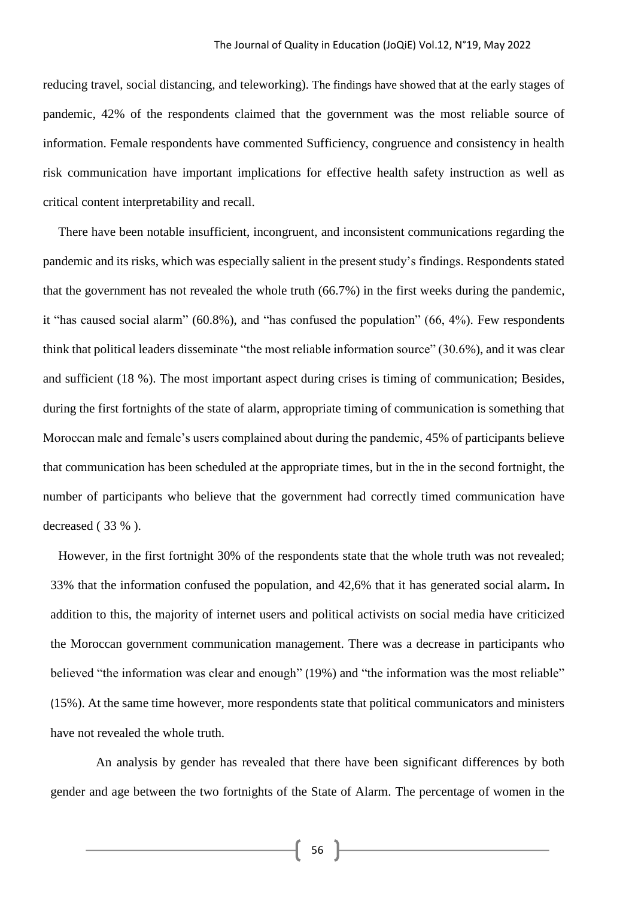reducing travel, social distancing, and teleworking). The findings have showed that at the early stages of pandemic, 42% of the respondents claimed that the government was the most reliable source of information. Female respondents have commented Sufficiency, congruence and consistency in health risk communication have important implications for effective health safety instruction as well as critical content interpretability and recall.

There have been notable insufficient, incongruent, and inconsistent communications regarding the pandemic and its risks, which was especially salient in the present study's findings. Respondents stated that the government has not revealed the whole truth (66.7%) in the first weeks during the pandemic, it "has caused social alarm" (60.8%), and "has confused the population" (66, 4%). Few respondents think that political leaders disseminate "the most reliable information source" (30.6%), and it was clear and sufficient (18 %). The most important aspect during crises is timing of communication; Besides, during the first fortnights of the state of alarm, appropriate timing of communication is something that Moroccan male and female's users complained about during the pandemic, 45% of participants believe that communication has been scheduled at the appropriate times, but in the in the second fortnight, the number of participants who believe that the government had correctly timed communication have decreased ( 33 % ).

However, in the first fortnight 30% of the respondents state that the whole truth was not revealed; 33% that the information confused the population, and 42,6% that it has generated social alarm**.** In addition to this, the majority of internet users and political activists on social media have criticized the Moroccan government communication management. There was a decrease in participants who believed "the information was clear and enough" (19%) and "the information was the most reliable" (15%). At the same time however, more respondents state that political communicators and ministers have not revealed the whole truth.

An analysis by gender has revealed that there have been significant differences by both gender and age between the two fortnights of the State of Alarm. The percentage of women in the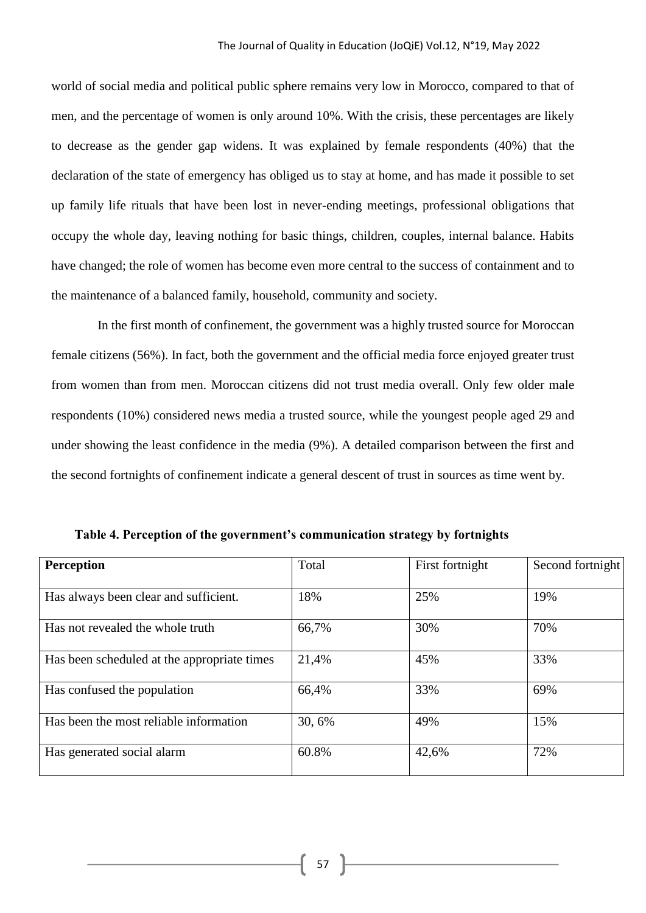world of social media and political public sphere remains very low in Morocco, compared to that of men, and the percentage of women is only around 10%. With the crisis, these percentages are likely to decrease as the gender gap widens. It was explained by female respondents (40%) that the declaration of the state of emergency has obliged us to stay at home, and has made it possible to set up family life rituals that have been lost in never-ending meetings, professional obligations that occupy the whole day, leaving nothing for basic things, children, couples, internal balance. Habits have changed; the role of women has become even more central to the success of containment and to the maintenance of a balanced family, household, community and society.

In the first month of confinement, the government was a highly trusted source for Moroccan female citizens (56%). In fact, both the government and the official media force enjoyed greater trust from women than from men. Moroccan citizens did not trust media overall. Only few older male respondents (10%) considered news media a trusted source, while the youngest people aged 29 and under showing the least confidence in the media (9%). A detailed comparison between the first and the second fortnights of confinement indicate a general descent of trust in sources as time went by.

**Table 4. Perception of the government's communication strategy by fortnights**

| **Perception** | Total | First fortnight | Second fortnight |
|---|---|---|---|
| Has always been clear and sufficient. | 18% | 25% | 19% |
| Has not revealed the whole truth | 66,7% | 30% | 70% |
| Has been scheduled at the appropriate times | 21,4% | 45% | 33% |
| Has confused the population | 66,4% | 33% | 69% |
| Has been the most reliable information | 30, 6% | 49% | 15% |
| Has generated social alarm | 60.8% | 42,6% | 72% |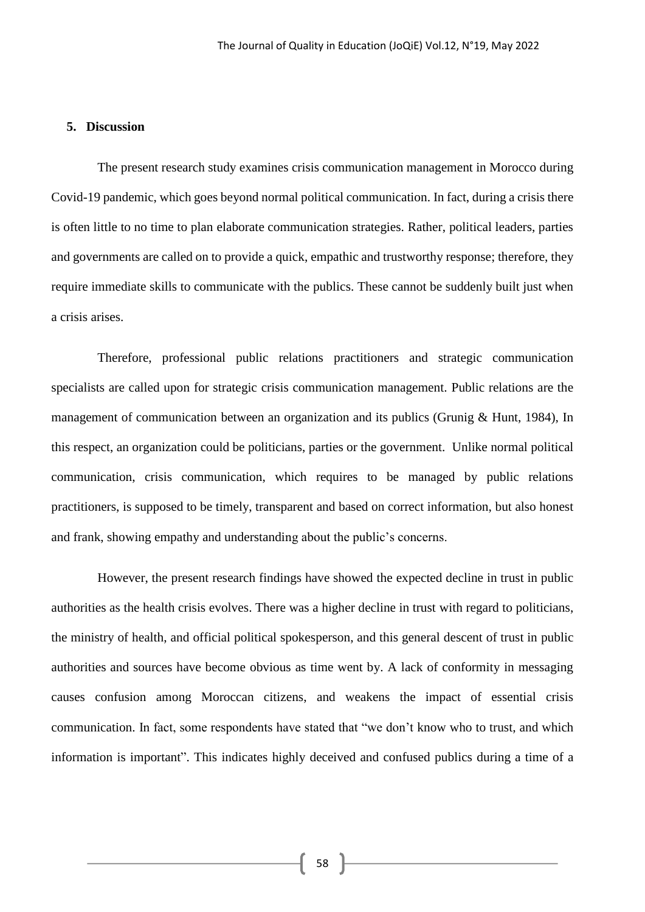## 5. Discussion

The present research study examines crisis communication management in Morocco during Covid-19 pandemic, which goes beyond normal political communication. In fact, during a crisis there is often little to no time to plan elaborate communication strategies. Rather, political leaders, parties and governments are called on to provide a quick, empathic and trustworthy response; therefore, they require immediate skills to communicate with the publics. These cannot be suddenly built just when a crisis arises.

Therefore, professional public relations practitioners and strategic communication specialists are called upon for strategic crisis communication management. Public relations are the management of communication between an organization and its publics (Grunig & Hunt, 1984), In this respect, an organization could be politicians, parties or the government. Unlike normal political communication, crisis communication, which requires to be managed by public relations practitioners, is supposed to be timely, transparent and based on correct information, but also honest and frank, showing empathy and understanding about the public's concerns.

However, the present research findings have showed the expected decline in trust in public authorities as the health crisis evolves. There was a higher decline in trust with regard to politicians, the ministry of health, and official political spokesperson, and this general descent of trust in public authorities and sources have become obvious as time went by. A lack of conformity in messaging causes confusion among Moroccan citizens, and weakens the impact of essential crisis communication. In fact, some respondents have stated that "we don't know who to trust, and which information is important". This indicates highly deceived and confused publics during a time of a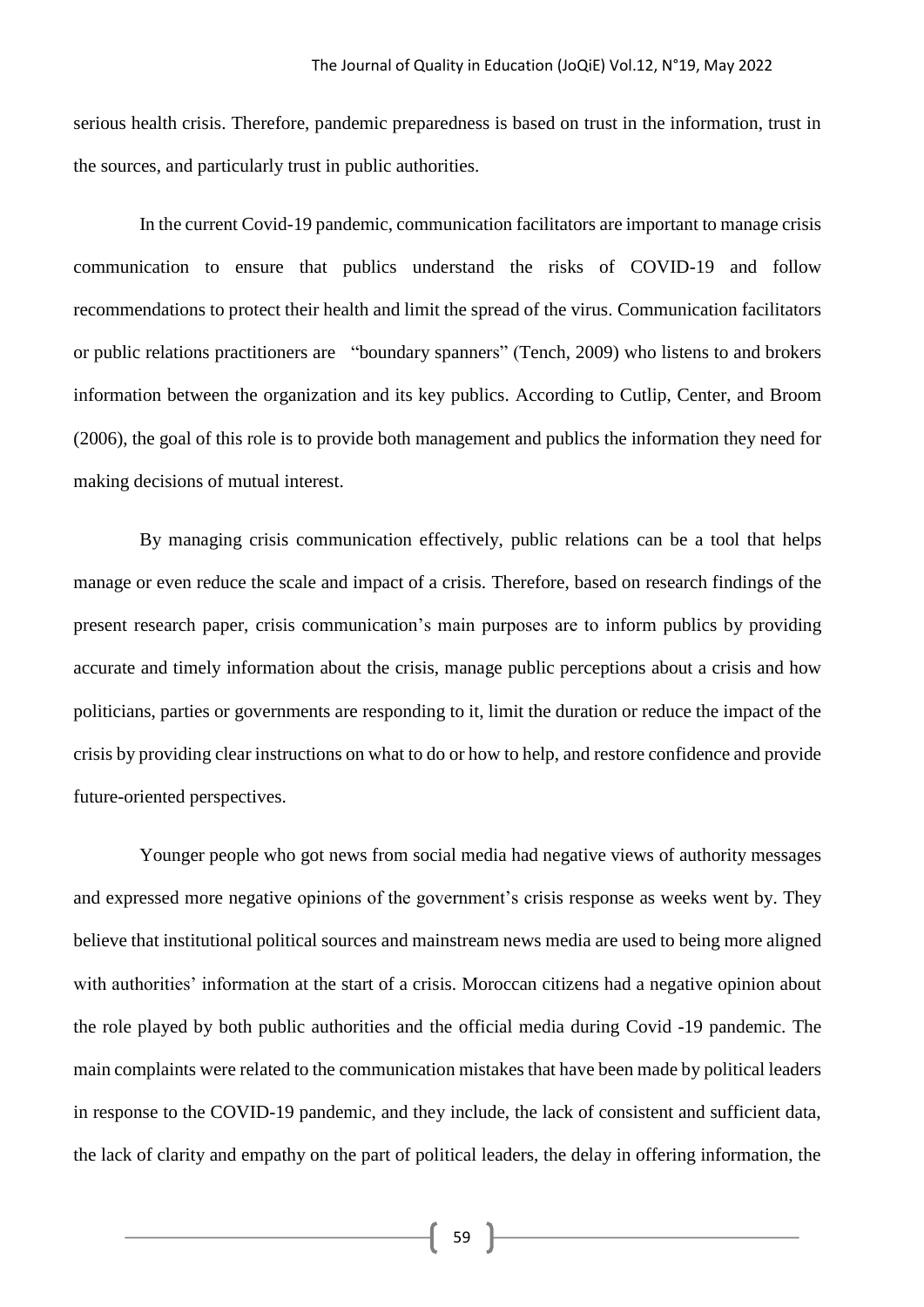serious health crisis. Therefore, pandemic preparedness is based on trust in the information, trust in the sources, and particularly trust in public authorities.

In the current Covid-19 pandemic, communication facilitators are important to manage crisis communication to ensure that publics understand the risks of COVID-19 and follow recommendations to protect their health and limit the spread of the virus. Communication facilitators or public relations practitioners are "boundary spanners" (Tench, 2009) who listens to and brokers information between the organization and its key publics. According to Cutlip, Center, and Broom (2006), the goal of this role is to provide both management and publics the information they need for making decisions of mutual interest.

By managing crisis communication effectively, public relations can be a tool that helps manage or even reduce the scale and impact of a crisis. Therefore, based on research findings of the present research paper, crisis communication's main purposes are to inform publics by providing accurate and timely information about the crisis, manage public perceptions about a crisis and how politicians, parties or governments are responding to it, limit the duration or reduce the impact of the crisis by providing clear instructions on what to do or how to help, and restore confidence and provide future-oriented perspectives.

Younger people who got news from social media had negative views of authority messages and expressed more negative opinions of the government's crisis response as weeks went by. They believe that institutional political sources and mainstream news media are used to being more aligned with authorities' information at the start of a crisis. Moroccan citizens had a negative opinion about the role played by both public authorities and the official media during Covid -19 pandemic. The main complaints were related to the communication mistakes that have been made by political leaders in response to the COVID-19 pandemic, and they include, the lack of consistent and sufficient data, the lack of clarity and empathy on the part of political leaders, the delay in offering information, the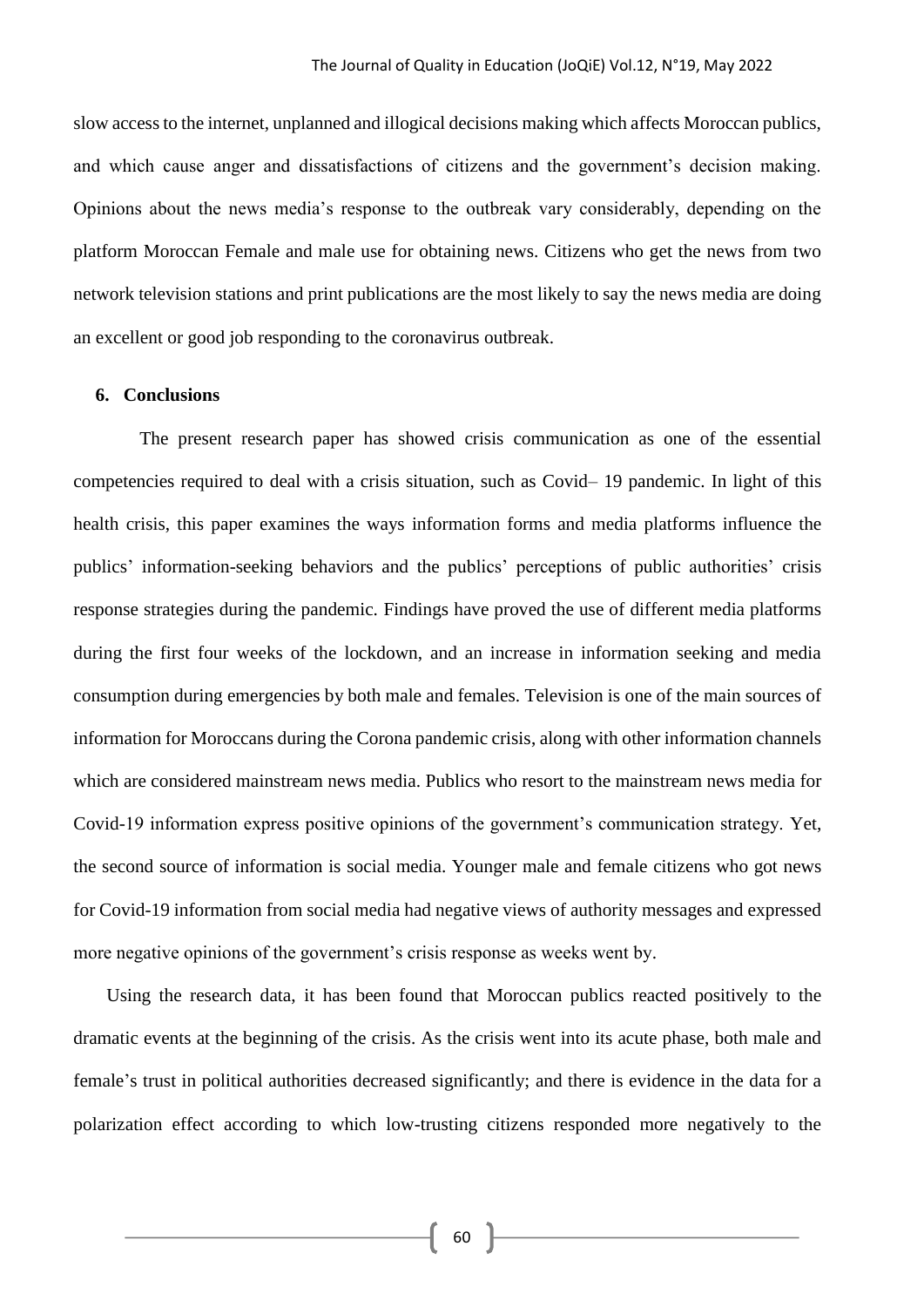slow access to the internet, unplanned and illogical decisions making which affects Moroccan publics, and which cause anger and dissatisfactions of citizens and the government's decision making. Opinions about the news media's response to the outbreak vary considerably, depending on the platform Moroccan Female and male use for obtaining news. Citizens who get the news from two network television stations and print publications are the most likely to say the news media are doing an excellent or good job responding to the coronavirus outbreak.

## 6. Conclusions

The present research paper has showed crisis communication as one of the essential competencies required to deal with a crisis situation, such as Covid– 19 pandemic. In light of this health crisis, this paper examines the ways information forms and media platforms influence the publics' information-seeking behaviors and the publics' perceptions of public authorities' crisis response strategies during the pandemic. Findings have proved the use of different media platforms during the first four weeks of the lockdown, and an increase in information seeking and media consumption during emergencies by both male and females. Television is one of the main sources of information for Moroccans during the Corona pandemic crisis, along with other information channels which are considered mainstream news media. Publics who resort to the mainstream news media for Covid-19 information express positive opinions of the government's communication strategy. Yet, the second source of information is social media. Younger male and female citizens who got news for Covid-19 information from social media had negative views of authority messages and expressed more negative opinions of the government's crisis response as weeks went by.

Using the research data, it has been found that Moroccan publics reacted positively to the dramatic events at the beginning of the crisis. As the crisis went into its acute phase, both male and female's trust in political authorities decreased significantly; and there is evidence in the data for a polarization effect according to which low-trusting citizens responded more negatively to the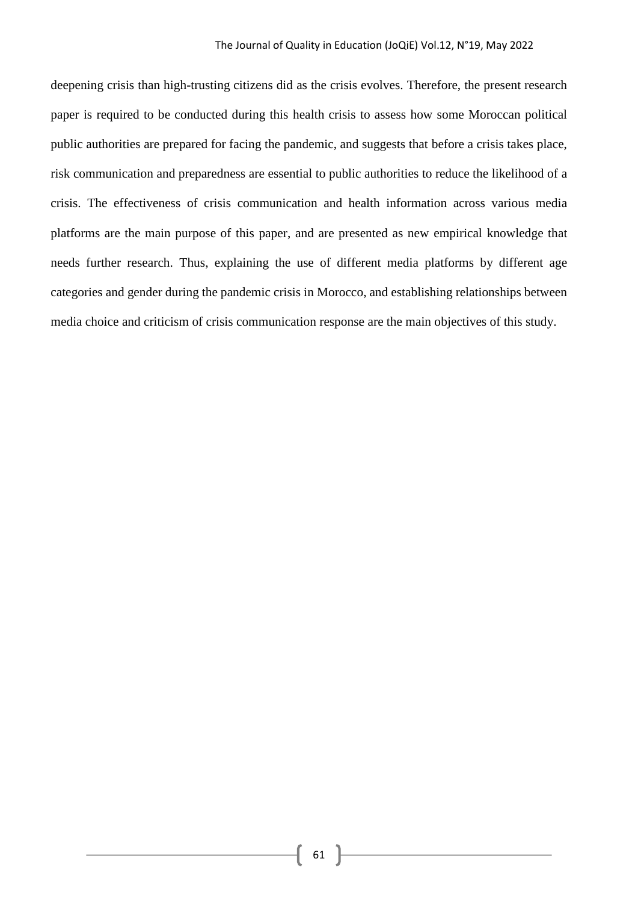deepening crisis than high-trusting citizens did as the crisis evolves. Therefore, the present research paper is required to be conducted during this health crisis to assess how some Moroccan political public authorities are prepared for facing the pandemic, and suggests that before a crisis takes place, risk communication and preparedness are essential to public authorities to reduce the likelihood of a crisis. The effectiveness of crisis communication and health information across various media platforms are the main purpose of this paper, and are presented as new empirical knowledge that needs further research. Thus, explaining the use of different media platforms by different age categories and gender during the pandemic crisis in Morocco, and establishing relationships between media choice and criticism of crisis communication response are the main objectives of this study.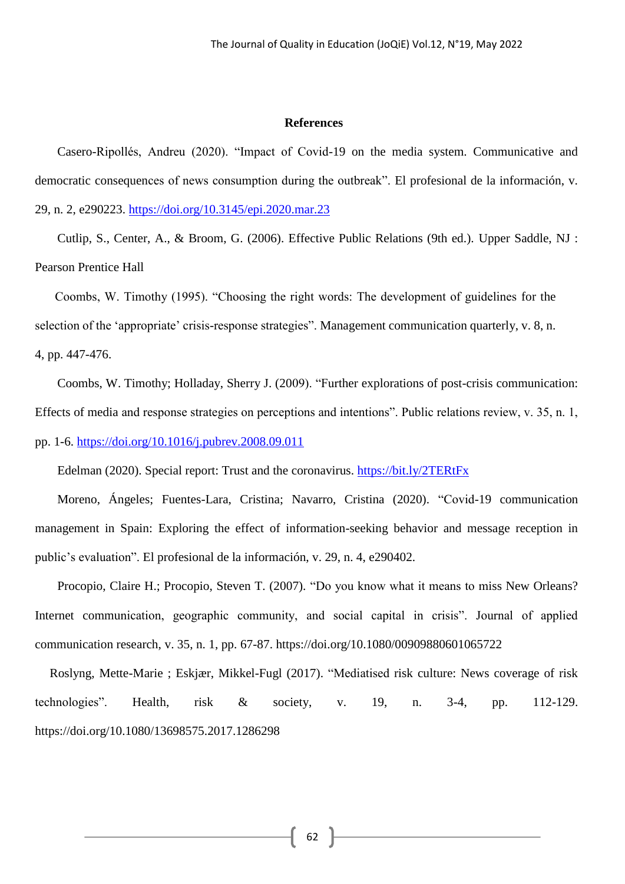**References**

Casero-Ripollés, Andreu (2020). "Impact of Covid-19 on the media system. Communicative and democratic consequences of news consumption during the outbreak". El profesional de la información, v. 29, n. 2, e290223. https://doi.org/10.3145/epi.2020.mar.23

Cutlip, S., Center, A., & Broom, G. (2006). Effective Public Relations (9th ed.). Upper Saddle, NJ : Pearson Prentice Hall

Coombs, W. Timothy (1995). "Choosing the right words: The development of guidelines for the selection of the 'appropriate' crisis-response strategies". Management communication quarterly, v. 8, n. 4, pp. 447-476.

Coombs, W. Timothy; Holladay, Sherry J. (2009). "Further explorations of post-crisis communication: Effects of media and response strategies on perceptions and intentions". Public relations review, v. 35, n. 1, pp. 1-6. https://doi.org/10.1016/j.pubrev.2008.09.011

Edelman (2020). Special report: Trust and the coronavirus. https://bit.ly/2TERtFx

Moreno, Ángeles; Fuentes-Lara, Cristina; Navarro, Cristina (2020). "Covid-19 communication management in Spain: Exploring the effect of information-seeking behavior and message reception in public's evaluation". El profesional de la información, v. 29, n. 4, e290402.

Procopio, Claire H.; Procopio, Steven T. (2007). "Do you know what it means to miss New Orleans? Internet communication, geographic community, and social capital in crisis". Journal of applied communication research, v. 35, n. 1, pp. 67-87. https://doi.org/10.1080/00909880601065722

Roslyng, Mette-Marie ; Eskjær, Mikkel-Fugl (2017). "Mediatised risk culture: News coverage of risk technologies". Health, risk & society, v. 19, n. 3-4, pp. 112-129. https://doi.org/10.1080/13698575.2017.1286298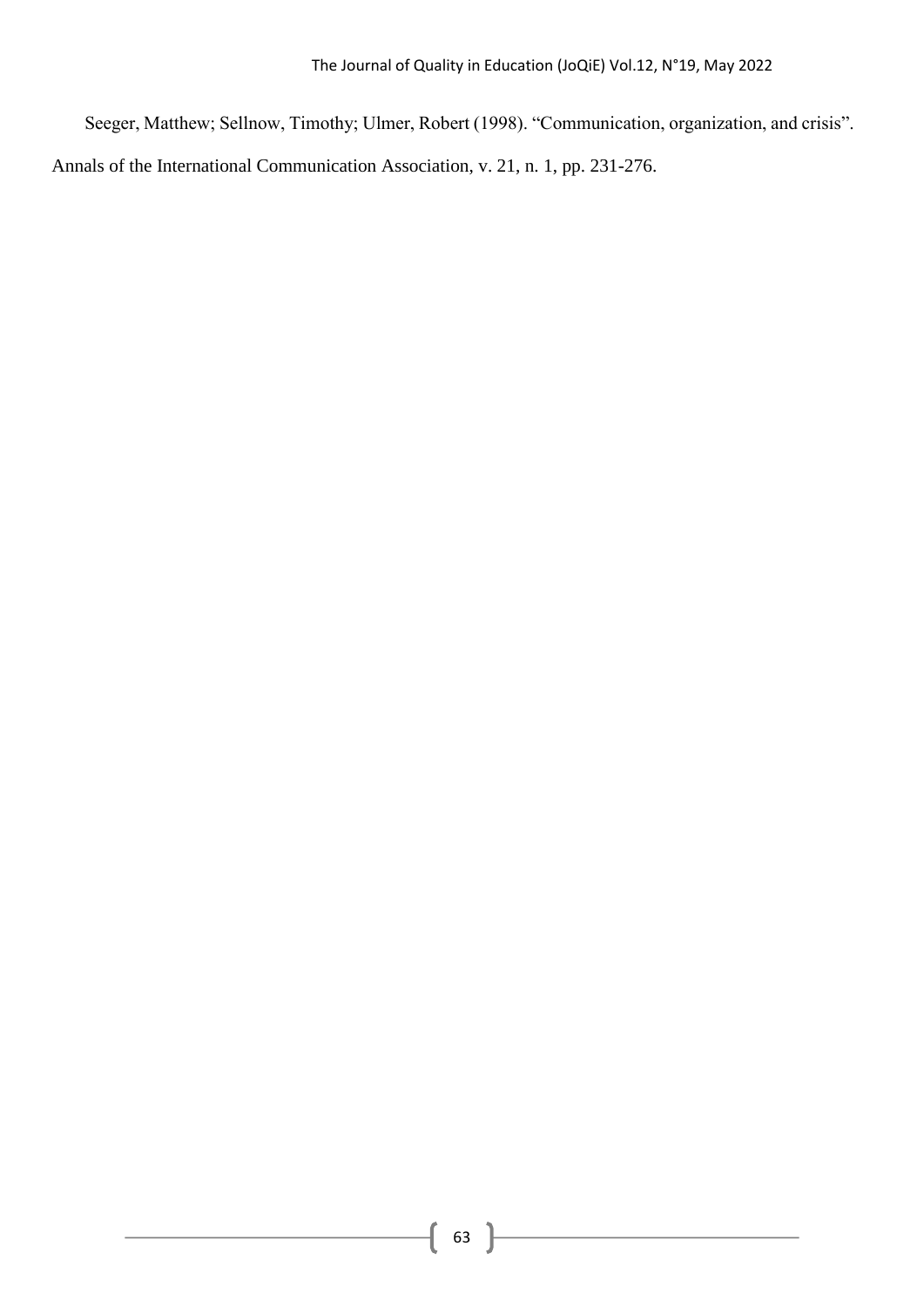Seeger, Matthew; Sellnow, Timothy; Ulmer, Robert (1998). “Communication, organization, and crisis”. Annals of the International Communication Association, v. 21, n. 1, pp. 231-276.